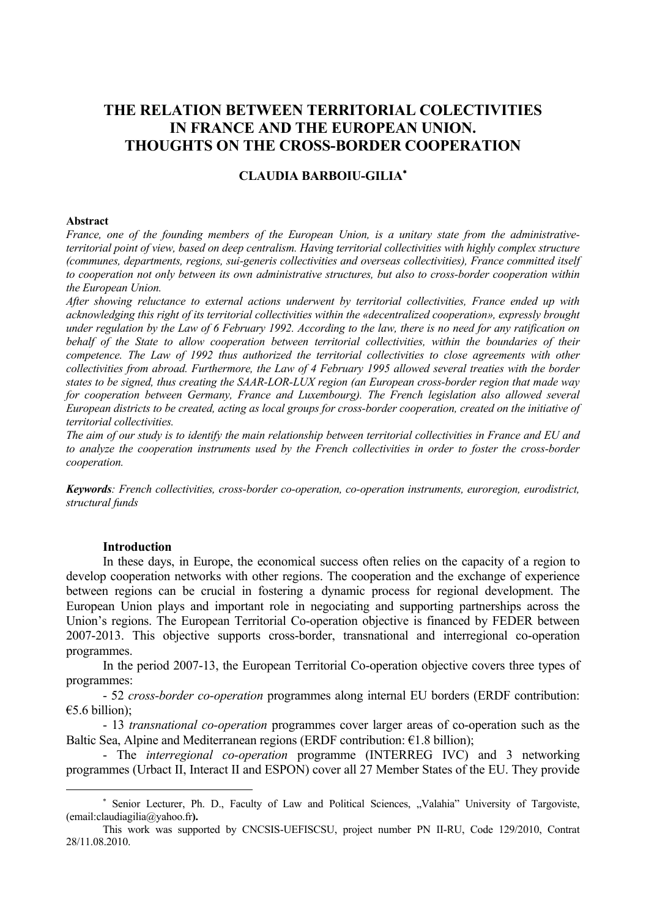# THE RELATION BETWEEN TERRITORIAL COLECTIVITIES IN FRANCE AND THE EUROPEAN UNION. THOUGHTS ON THE CROSS-BORDER COOPERATION

**CLAUDIA BARBOIU-GILIA***

**Abstract**

*France, one of the founding members of the European Union, is a unitary state from the administrative-territorial point of view, based on deep centralism. Having territorial collectivities with highly complex structure (communes, departments, regions, sui-generis collectivities and overseas collectivities), France committed itself to cooperation not only between its own administrative structures, but also to cross-border cooperation within the European Union.*

*After showing reluctance to external actions underwent by territorial collectivities, France ended up with acknowledging this right of its territorial collectivities within the «decentralized cooperation», expressly brought under regulation by the Law of 6 February 1992. According to the law, there is no need for any ratification on behalf of the State to allow cooperation between territorial collectivities, within the boundaries of their competence. The Law of 1992 thus authorized the territorial collectivities to close agreements with other collectivities from abroad. Furthermore, the Law of 4 February 1995 allowed several treaties with the border states to be signed, thus creating the SAAR-LOR-LUX region (an European cross-border region that made way for cooperation between Germany, France and Luxembourg). The French legislation also allowed several European districts to be created, acting as local groups for cross-border cooperation, created on the initiative of territorial collectivities.*

*The aim of our study is to identify the main relationship between territorial collectivities in France and EU and to analyze the cooperation instruments used by the French collectivities in order to foster the cross-border cooperation.*

***Keywords**: French collectivities, cross-border co-operation, co-operation instruments, euroregion, eurodistrict, structural funds*

## Introduction

In these days, in Europe, the economical success often relies on the capacity of a region to develop cooperation networks with other regions. The cooperation and the exchange of experience between regions can be crucial in fostering a dynamic process for regional development. The European Union plays and important role in negociating and supporting partnerships across the Union's regions. The European Territorial Co-operation objective is financed by FEDER between 2007-2013. This objective supports cross-border, transnational and interregional co-operation programmes.

In the period 2007-13, the European Territorial Co-operation objective covers three types of programmes:

- 52 *cross-border co-operation* programmes along internal EU borders (ERDF contribution: €5.6 billion);
- 13 *transnational co-operation* programmes cover larger areas of co-operation such as the Baltic Sea, Alpine and Mediterranean regions (ERDF contribution: €1.8 billion);
- The *interregional co-operation* programme (INTERREG IVC) and 3 networking programmes (Urbact II, Interact II and ESPON) cover all 27 Member States of the EU. They provide

---

\* Senior Lecturer, Ph. D., Faculty of Law and Political Sciences, „Valahia" University of Targoviste, (email:claudiagilia@yahoo.fr**).**

This work was supported by CNCSIS-UEFISCSU, project number PN II-RU, Code 129/2010, Contrat 28/11.08.2010.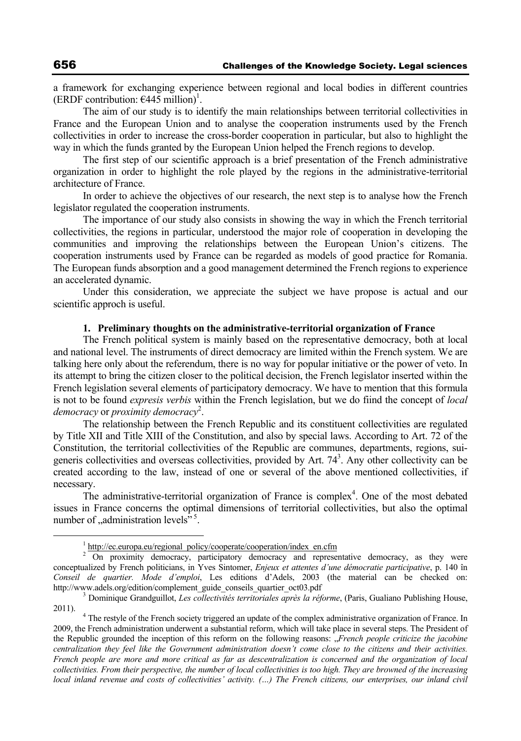a framework for exchanging experience between regional and local bodies in different countries (ERDF contribution: €445 million)[1].

The aim of our study is to identify the main relationships between territorial collectivities in France and the European Union and to analyse the cooperation instruments used by the French collectivities in order to increase the cross-border cooperation in particular, but also to highlight the way in which the funds granted by the European Union helped the French regions to develop.

The first step of our scientific approach is a brief presentation of the French administrative organization in order to highlight the role played by the regions in the administrative-territorial architecture of France.

In order to achieve the objectives of our research, the next step is to analyse how the French legislator regulated the cooperation instruments.

The importance of our study also consists in showing the way in which the French territorial collectivities, the regions in particular, understood the major role of cooperation in developing the communities and improving the relationships between the European Union's citizens. The cooperation instruments used by France can be regarded as models of good practice for Romania. The European funds absorption and a good management determined the French regions to experience an accelerated dynamic.

Under this consideration, we appreciate the subject we have propose is actual and our scientific approch is useful.

## 1. Preliminary thoughts on the administrative-territorial organization of France

The French political system is mainly based on the representative democracy, both at local and national level. The instruments of direct democracy are limited within the French system. We are talking here only about the referendum, there is no way for popular initiative or the power of veto. In its attempt to bring the citizen closer to the political decision, the French legislator inserted within the French legislation several elements of participatory democracy. We have to mention that this formula is not to be found *expresis verbis* within the French legislation, but we do fiind the concept of *local democracy* or *proximity democracy*[2].

The relationship between the French Republic and its constituent collectivities are regulated by Title XII and Title XIII of the Constitution, and also by special laws. According to Art. 72 of the Constitution, the territorial collectivities of the Republic are communes, departments, regions, sui-generis collectivities and overseas collectivities, provided by Art. 74[3]. Any other collectivity can be created according to the law, instead of one or several of the above mentioned collectivities, if necessary.

The administrative-territorial organization of France is complex[4]. One of the most debated issues in France concerns the optimal dimensions of territorial collectivities, but also the optimal number of „administration levels"[5].

---

[1] http://ec.europa.eu/regional_policy/cooperate/cooperation/index_en.cfm

[2] On proximity democracy, participatory democracy and representative democracy, as they were conceptualized by French politicians, in Yves Sintomer, *Enjeux et attentes d'une démocratie participative*, p. 140 în *Conseil de quartier. Mode d'emploi*, Les editions d'Adels, 2003 (the material can be checked on: http://www.adels.org/edition/complement_guide_conseils_quartier_oct03.pdf

[3] Dominique Grandguillot, *Les collectivités territoriales après la réforme*, (Paris, Gualiano Publishing House, 2011).

[4] The restyle of the French society triggered an update of the complex administrative organization of France. In 2009, the French administration underwent a substantial reform, which will take place in several steps. The President of the Republic grounded the inception of this reform on the following reasons: „*French people criticize the jacobine centralization they feel like the Government administration doesn't come close to the citizens and their activities. French people are more and more critical as far as descentralization is concerned and the organization of local collectivities. From their perspective, the number of local collectivities is too high. They are browned of the increasing local inland revenue and costs of collectivities' activity. (…) The French citizens, our enterprises, our inland civil*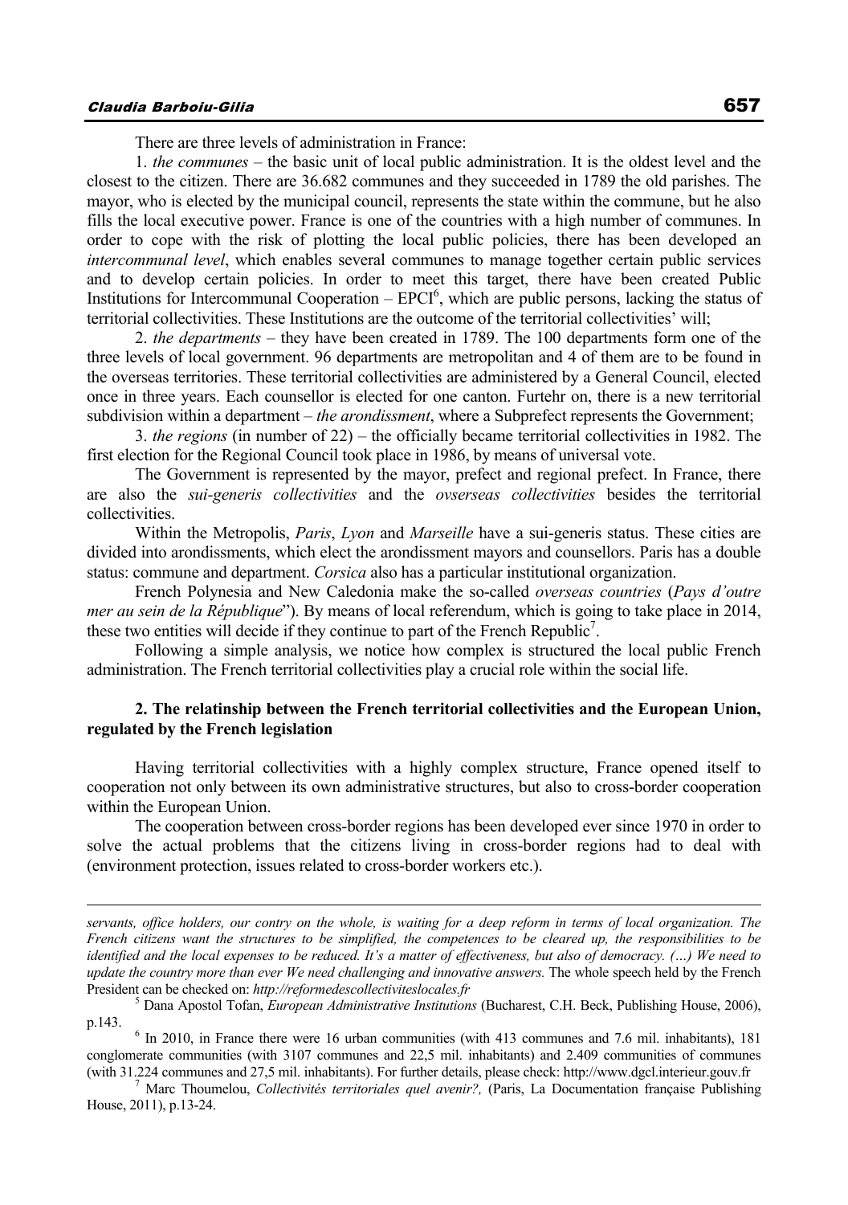There are three levels of administration in France:

1. *the communes* – the basic unit of local public administration. It is the oldest level and the closest to the citizen. There are 36.682 communes and they succeeded in 1789 the old parishes. The mayor, who is elected by the municipal council, represents the state within the commune, but he also fills the local executive power. France is one of the countries with a high number of communes. In order to cope with the risk of plotting the local public policies, there has been developed an *intercommunal level*, which enables several communes to manage together certain public services and to develop certain policies. In order to meet this target, there have been created Public Institutions for Intercommunal Cooperation – EPCI[6], which are public persons, lacking the status of territorial collectivities. These Institutions are the outcome of the territorial collectivities' will;

2. *the departments* – they have been created in 1789. The 100 departments form one of the three levels of local government. 96 departments are metropolitan and 4 of them are to be found in the overseas territories. These territorial collectivities are administered by a General Council, elected once in three years. Each counsellor is elected for one canton. Furtehr on, there is a new territorial subdivision within a department – *the arondissment*, where a Subprefect represents the Government;

3. *the regions* (in number of 22) – the officially became territorial collectivities in 1982. The first election for the Regional Council took place in 1986, by means of universal vote.

The Government is represented by the mayor, prefect and regional prefect. In France, there are also the *sui-generis collectivities* and the *ovserseas collectivities* besides the territorial collectivities.

Within the Metropolis, *Paris*, *Lyon* and *Marseille* have a sui-generis status. These cities are divided into arondissments, which elect the arondissment mayors and counsellors. Paris has a double status: commune and department. *Corsica* also has a particular institutional organization.

French Polynesia and New Caledonia make the so-called *overseas countries* (*Pays d'outre mer au sein de la République*"). By means of local referendum, which is going to take place in 2014, these two entities will decide if they continue to part of the French Republic[7].

Following a simple analysis, we notice how complex is structured the local public French administration. The French territorial collectivities play a crucial role within the social life.

## 2. The relatinship between the French territorial collectivities and the European Union, regulated by the French legislation

Having territorial collectivities with a highly complex structure, France opened itself to cooperation not only between its own administrative structures, but also to cross-border cooperation within the European Union.

The cooperation between cross-border regions has been developed ever since 1970 in order to solve the actual problems that the citizens living in cross-border regions had to deal with (environment protection, issues related to cross-border workers etc.).

---

*servants, office holders, our contry on the whole, is waiting for a deep reform in terms of local organization. The French citizens want the structures to be simplified, the competences to be cleared up, the responsibilities to be identified and the local expenses to be reduced. It's a matter of effectiveness, but also of democracy. (…) We need to update the country more than ever We need challenging and innovative answers.* The whole speech held by the French President can be checked on: *http://reformedescollectiviteslocales.fr*

[5] Dana Apostol Tofan, *European Administrative Institutions* (Bucharest, C.H. Beck, Publishing House, 2006), p.143.

[6] In 2010, in France there were 16 urban communities (with 413 communes and 7.6 mil. inhabitants), 181 conglomerate communities (with 3107 communes and 22,5 mil. inhabitants) and 2.409 communities of communes (with 31.224 communes and 27,5 mil. inhabitants). For further details, please check: http://www.dgcl.interieur.gouv.fr

[7] Marc Thoumelou, *Collectivités territoriales quel avenir?,* (Paris, La Documentation française Publishing House, 2011), p.13-24.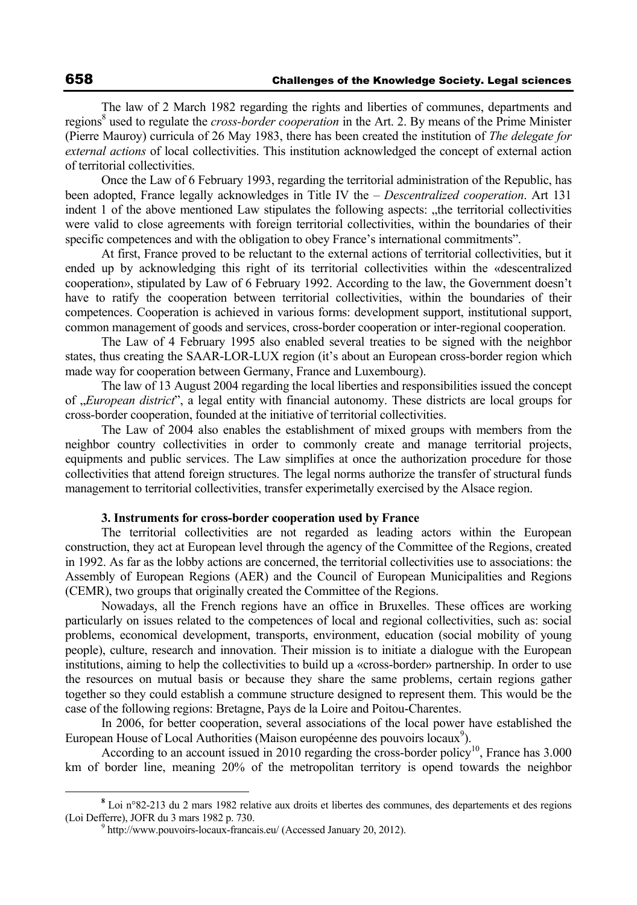The law of 2 March 1982 regarding the rights and liberties of communes, departments and regions[8] used to regulate the *cross-border cooperation* in the Art. 2. By means of the Prime Minister (Pierre Mauroy) curricula of 26 May 1983, there has been created the institution of *The delegate for external actions* of local collectivities. This institution acknowledged the concept of external action of territorial collectivities.

Once the Law of 6 February 1993, regarding the territorial administration of the Republic, has been adopted, France legally acknowledges in Title IV the – *Descentralized cooperation*. Art 131 indent 1 of the above mentioned Law stipulates the following aspects: „the territorial collectivities were valid to close agreements with foreign territorial collectivities, within the boundaries of their specific competences and with the obligation to obey France's international commitments".

At first, France proved to be reluctant to the external actions of territorial collectivities, but it ended up by acknowledging this right of its territorial collectivities within the «descentralized cooperation», stipulated by Law of 6 February 1992. According to the law, the Government doesn't have to ratify the cooperation between territorial collectivities, within the boundaries of their competences. Cooperation is achieved in various forms: development support, institutional support, common management of goods and services, cross-border cooperation or inter-regional cooperation.

The Law of 4 February 1995 also enabled several treaties to be signed with the neighbor states, thus creating the SAAR-LOR-LUX region (it's about an European cross-border region which made way for cooperation between Germany, France and Luxembourg).

The law of 13 August 2004 regarding the local liberties and responsibilities issued the concept of „*European district*", a legal entity with financial autonomy. These districts are local groups for cross-border cooperation, founded at the initiative of territorial collectivities.

The Law of 2004 also enables the establishment of mixed groups with members from the neighbor country collectivities in order to commonly create and manage territorial projects, equipments and public services. The Law simplifies at once the authorization procedure for those collectivities that attend foreign structures. The legal norms authorize the transfer of structural funds management to territorial collectivities, transfer experimetally exercised by the Alsace region.

### 3. Instruments for cross-border cooperation used by France

The territorial collectivities are not regarded as leading actors within the European construction, they act at European level through the agency of the Committee of the Regions, created in 1992. As far as the lobby actions are concerned, the territorial collectivities use to associations: the Assembly of European Regions (AER) and the Council of European Municipalities and Regions (CEMR), two groups that originally created the Committee of the Regions.

Nowadays, all the French regions have an office in Bruxelles. These offices are working particularly on issues related to the competences of local and regional collectivities, such as: social problems, economical development, transports, environment, education (social mobility of young people), culture, research and innovation. Their mission is to initiate a dialogue with the European institutions, aiming to help the collectivities to build up a «cross-border» partnership. In order to use the resources on mutual basis or because they share the same problems, certain regions gather together so they could establish a commune structure designed to represent them. This would be the case of the following regions: Bretagne, Pays de la Loire and Poitou-Charentes.

In 2006, for better cooperation, several associations of the local power have established the European House of Local Authorities (Maison européenne des pouvoirs locaux[9]).

According to an account issued in 2010 regarding the cross-border policy[10], France has 3.000 km of border line, meaning 20% of the metropolitan territory is opend towards the neighbor

---

[8] Loi n°82-213 du 2 mars 1982 relative aux droits et libertes des communes, des departements et des regions (Loi Defferre), JOFR du 3 mars 1982 p. 730.

[9] http://www.pouvoirs-locaux-francais.eu/ (Accessed January 20, 2012).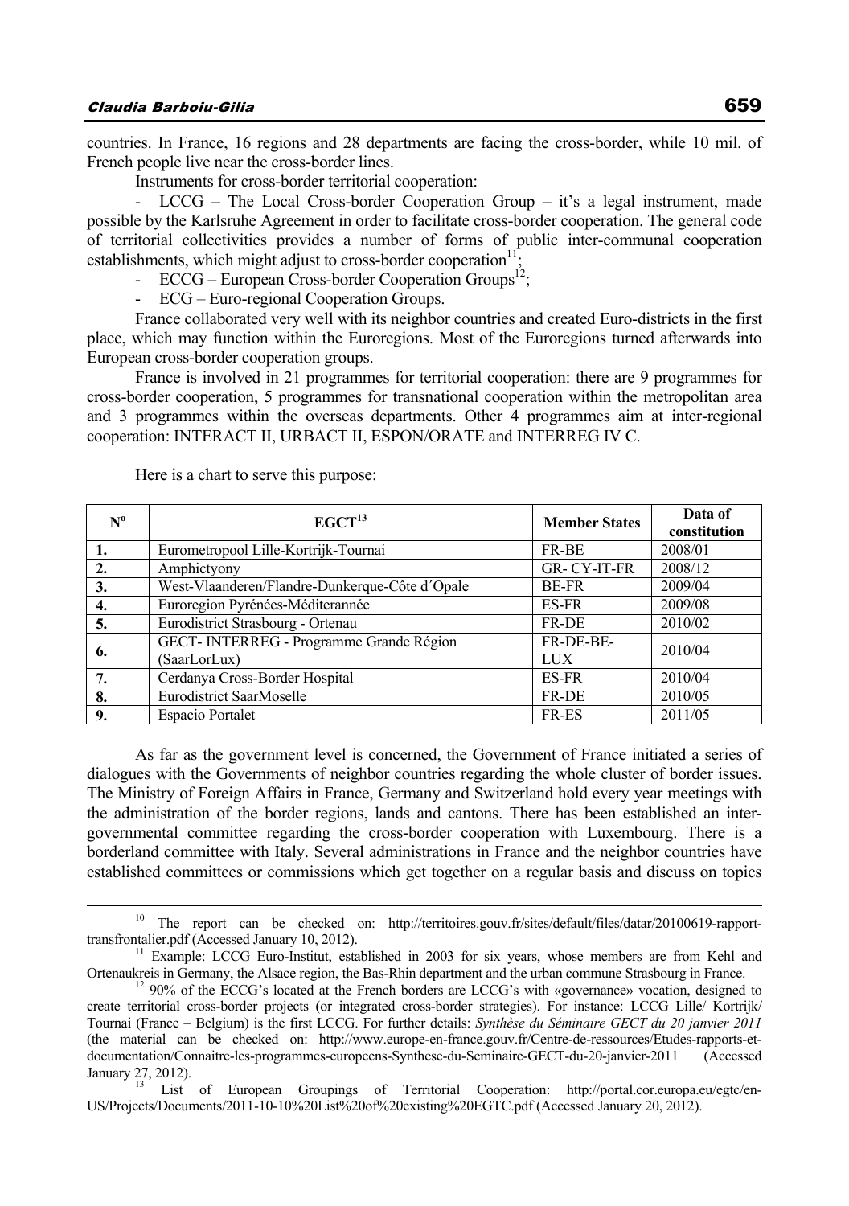countries. In France, 16 regions and 28 departments are facing the cross-border, while 10 mil. of French people live near the cross-border lines.

Instruments for cross-border territorial cooperation:

- LCCG – The Local Cross-border Cooperation Group – it's a legal instrument, made possible by the Karlsruhe Agreement in order to facilitate cross-border cooperation. The general code of territorial collectivities provides a number of forms of public inter-communal cooperation establishments, which might adjust to cross-border cooperation[11];
- ECCG – European Cross-border Cooperation Groups[12];
- ECG – Euro-regional Cooperation Groups.

France collaborated very well with its neighbor countries and created Euro-districts in the first place, which may function within the Euroregions. Most of the Euroregions turned afterwards into European cross-border cooperation groups.

France is involved in 21 programmes for territorial cooperation: there are 9 programmes for cross-border cooperation, 5 programmes for transnational cooperation within the metropolitan area and 3 programmes within the overseas departments. Other 4 programmes aim at inter-regional cooperation: INTERACT II, URBACT II, ESPON/ORATE and INTERREG IV C.

Here is a chart to serve this purpose:

| Nº | EGCT[13] | Member States | Data of constitution |
|---|---|---|---|
| 1. | Eurometropool Lille-Kortrijk-Tournai | FR-BE | 2008/01 |
| 2. | Amphictyony | GR- CY-IT-FR | 2008/12 |
| 3. | West-Vlaanderen/Flandre-Dunkerque-Côte d´Opale | BE-FR | 2009/04 |
| 4. | Euroregion Pyrénées-Méditerannée | ES-FR | 2009/08 |
| 5. | Eurodistrict Strasbourg - Ortenau | FR-DE | 2010/02 |
| 6. | GECT- INTERREG - Programme Grande Région (SaarLorLux) | FR-DE-BE-LUX | 2010/04 |
| 7. | Cerdanya Cross-Border Hospital | ES-FR | 2010/04 |
| 8. | Eurodistrict SaarMoselle | FR-DE | 2010/05 |
| 9. | Espacio Portalet | FR-ES | 2011/05 |

As far as the government level is concerned, the Government of France initiated a series of dialogues with the Governments of neighbor countries regarding the whole cluster of border issues. The Ministry of Foreign Affairs in France, Germany and Switzerland hold every year meetings with the administration of the border regions, lands and cantons. There has been established an inter-governmental committee regarding the cross-border cooperation with Luxembourg. There is a borderland committee with Italy. Several administrations in France and the neighbor countries have established committees or commissions which get together on a regular basis and discuss on topics

---

[10] The report can be checked on: http://territoires.gouv.fr/sites/default/files/datar/20100619-rapport-transfrontalier.pdf (Accessed January 10, 2012).

[11] Example: LCCG Euro-Institut, established in 2003 for six years, whose members are from Kehl and Ortenaukreis in Germany, the Alsace region, the Bas-Rhin department and the urban commune Strasbourg in France.

[12] 90% of the ECCG's located at the French borders are LCCG's with «governance» vocation, designed to create territorial cross-border projects (or integrated cross-border strategies). For instance: LCCG Lille/ Kortrijk/ Tournai (France – Belgium) is the first LCCG. For further details: *Synthèse du Séminaire GECT du 20 janvier 2011* (the material can be checked on: http://www.europe-en-france.gouv.fr/Centre-de-ressources/Etudes-rapports-et-documentation/Connaitre-les-programmes-europeens-Synthese-du-Seminaire-GECT-du-20-janvier-2011 (Accessed January 27, 2012).

[13] List of European Groupings of Territorial Cooperation: http://portal.cor.europa.eu/egtc/en-US/Projects/Documents/2011-10-10%20List%20of%20existing%20EGTC.pdf (Accessed January 20, 2012).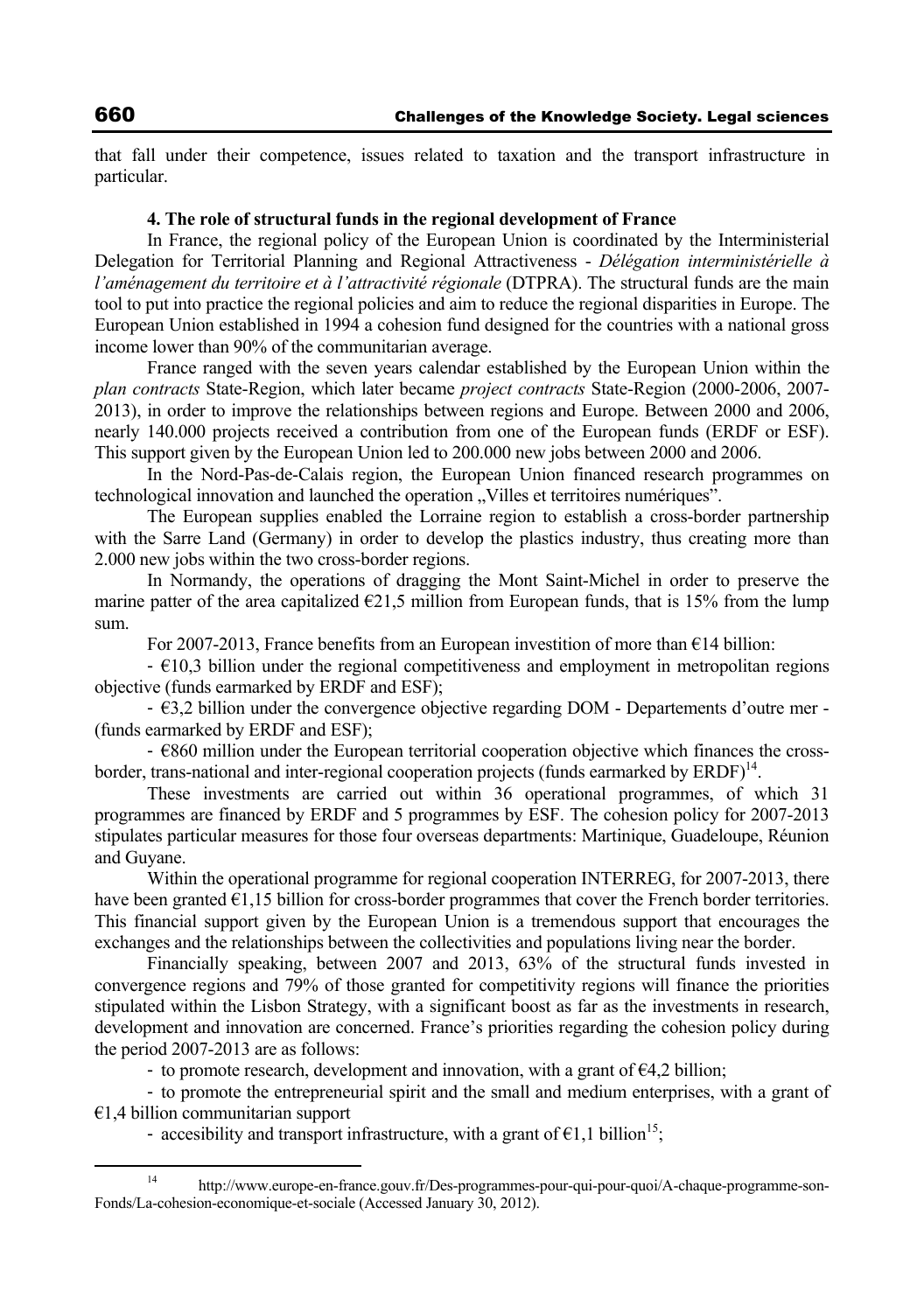that fall under their competence, issues related to taxation and the transport infrastructure in particular.

### 4. The role of structural funds in the regional development of France

In France, the regional policy of the European Union is coordinated by the Interministerial Delegation for Territorial Planning and Regional Attractiveness - *Délégation interministérielle à l'aménagement du territoire et à l'attractivité régionale* (DTPRA). The structural funds are the main tool to put into practice the regional policies and aim to reduce the regional disparities in Europe. The European Union established in 1994 a cohesion fund designed for the countries with a national gross income lower than 90% of the communitarian average.

France ranged with the seven years calendar established by the European Union within the *plan contracts* State-Region, which later became *project contracts* State-Region (2000-2006, 2007-2013), in order to improve the relationships between regions and Europe. Between 2000 and 2006, nearly 140.000 projects received a contribution from one of the European funds (ERDF or ESF). This support given by the European Union led to 200.000 new jobs between 2000 and 2006.

In the Nord-Pas-de-Calais region, the European Union financed research programmes on technological innovation and launched the operation „Villes et territoires numériques".

The European supplies enabled the Lorraine region to establish a cross-border partnership with the Sarre Land (Germany) in order to develop the plastics industry, thus creating more than 2.000 new jobs within the two cross-border regions.

In Normandy, the operations of dragging the Mont Saint-Michel in order to preserve the marine patter of the area capitalized €21,5 million from European funds, that is 15% from the lump sum.

For 2007-2013, France benefits from an European investition of more than €14 billion:

- €10,3 billion under the regional competitiveness and employment in metropolitan regions objective (funds earmarked by ERDF and ESF);
- €3,2 billion under the convergence objective regarding DOM - Departements d'outre mer - (funds earmarked by ERDF and ESF);
- €860 million under the European territorial cooperation objective which finances the cross-border, trans-national and inter-regional cooperation projects (funds earmarked by ERDF)[14].

These investments are carried out within 36 operational programmes, of which 31 programmes are financed by ERDF and 5 programmes by ESF. The cohesion policy for 2007-2013 stipulates particular measures for those four overseas departments: Martinique, Guadeloupe, Réunion and Guyane.

Within the operational programme for regional cooperation INTERREG, for 2007-2013, there have been granted €1,15 billion for cross-border programmes that cover the French border territories. This financial support given by the European Union is a tremendous support that encourages the exchanges and the relationships between the collectivities and populations living near the border.

Financially speaking, between 2007 and 2013, 63% of the structural funds invested in convergence regions and 79% of those granted for competitivity regions will finance the priorities stipulated within the Lisbon Strategy, with a significant boost as far as the investments in research, development and innovation are concerned. France's priorities regarding the cohesion policy during the period 2007-2013 are as follows:

- to promote research, development and innovation, with a grant of €4,2 billion;
- to promote the entrepreneurial spirit and the small and medium enterprises, with a grant of €1,4 billion communitarian support
- accesibility and transport infrastructure, with a grant of €1,1 billion[15];

[14] http://www.europe-en-france.gouv.fr/Des-programmes-pour-qui-pour-quoi/A-chaque-programme-son-Fonds/La-cohesion-economique-et-sociale (Accessed January 30, 2012).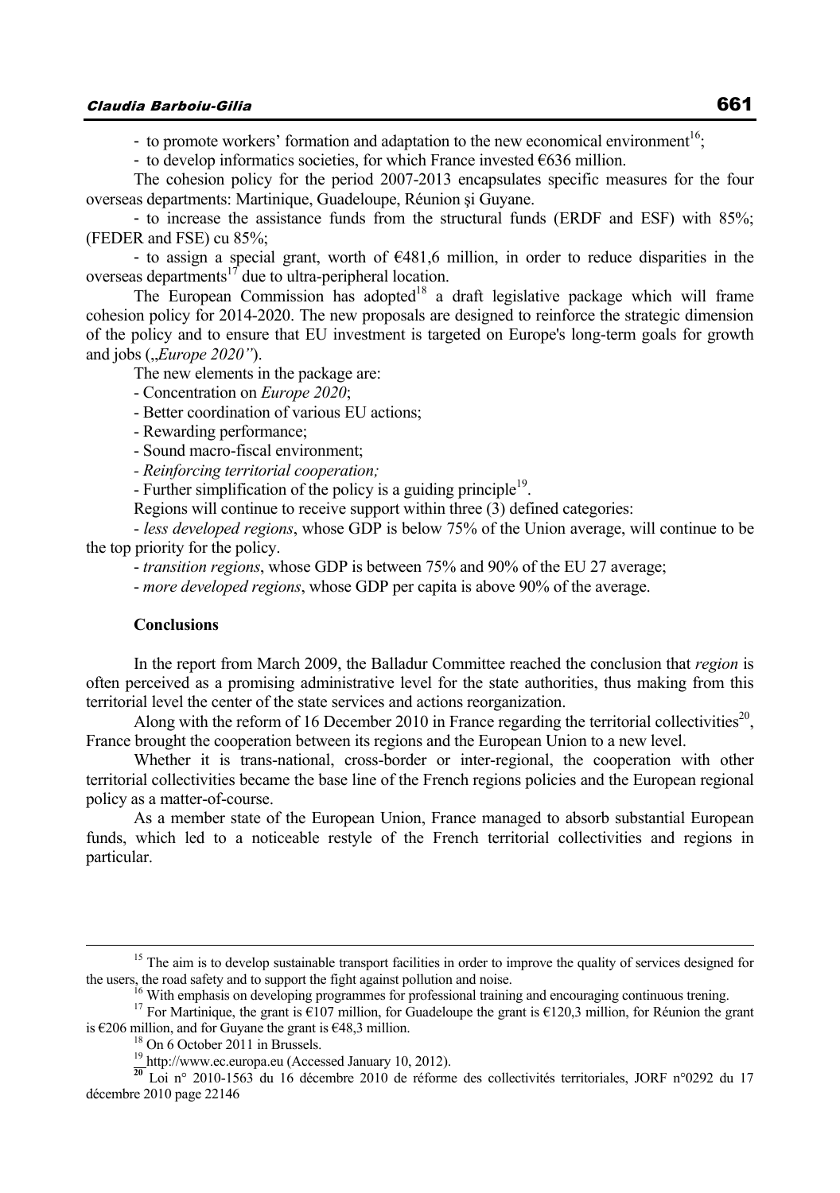- to promote workers' formation and adaptation to the new economical environment[16];

- to develop informatics societies, for which France invested €636 million.

The cohesion policy for the period 2007-2013 encapsulates specific measures for the four overseas departments: Martinique, Guadeloupe, Réunion şi Guyane.

- to increase the assistance funds from the structural funds (ERDF and ESF) with 85%; (FEDER and FSE) cu 85%;

- to assign a special grant, worth of €481,6 million, in order to reduce disparities in the overseas departments[17] due to ultra-peripheral location.

The European Commission has adopted[18] a draft legislative package which will frame cohesion policy for 2014-2020. The new proposals are designed to reinforce the strategic dimension of the policy and to ensure that EU investment is targeted on Europe's long-term goals for growth and jobs („*Europe 2020"*).

The new elements in the package are:

- Concentration on *Europe 2020*;
- Better coordination of various EU actions;
- Rewarding performance;
- Sound macro-fiscal environment;
- *Reinforcing territorial cooperation;*
- Further simplification of the policy is a guiding principle[19].

Regions will continue to receive support within three (3) defined categories:

- *less developed regions*, whose GDP is below 75% of the Union average, will continue to be the top priority for the policy.
- *transition regions*, whose GDP is between 75% and 90% of the EU 27 average;
- *more developed regions*, whose GDP per capita is above 90% of the average.

## Conclusions

In the report from March 2009, the Balladur Committee reached the conclusion that *region* is often perceived as a promising administrative level for the state authorities, thus making from this territorial level the center of the state services and actions reorganization.

Along with the reform of 16 December 2010 in France regarding the territorial collectivities[20], France brought the cooperation between its regions and the European Union to a new level.

Whether it is trans-national, cross-border or inter-regional, the cooperation with other territorial collectivities became the base line of the French regions policies and the European regional policy as a matter-of-course.

As a member state of the European Union, France managed to absorb substantial European funds, which led to a noticeable restyle of the French territorial collectivities and regions in particular.

---

[15] The aim is to develop sustainable transport facilities in order to improve the quality of services designed for the users, the road safety and to support the fight against pollution and noise.

[16] With emphasis on developing programmes for professional training and encouraging continuous trening.

[17] For Martinique, the grant is €107 million, for Guadeloupe the grant is €120,3 million, for Réunion the grant is €206 million, and for Guyane the grant is €48,3 million.

[18] On 6 October 2011 in Brussels.

[19] http://www.ec.europa.eu (Accessed January 10, 2012).

[20] Loi n° 2010-1563 du 16 décembre 2010 de réforme des collectivités territoriales, JORF n°0292 du 17 décembre 2010 page 22146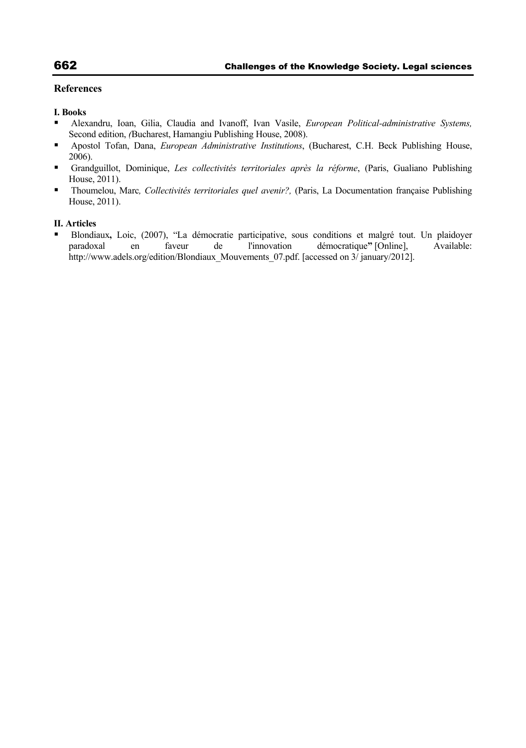## References

### I. Books

- Alexandru, Ioan, Gilia, Claudia and Ivanoff, Ivan Vasile, *European Political-administrative Systems,* Second edition, *(*Bucharest, Hamangiu Publishing House, 2008).
- Apostol Tofan, Dana, *European Administrative Institutions*, (Bucharest, C.H. Beck Publishing House, 2006).
- Grandguillot, Dominique, *Les collectivités territoriales après la réforme*, (Paris, Gualiano Publishing House, 2011).
- Thoumelou, Marc*, Collectivités territoriales quel avenir?,* (Paris, La Documentation française Publishing House, 2011).

### II. Articles

- Blondiaux**,** Loic, (2007), "La démocratie participative, sous conditions et malgré tout. Un plaidoyer paradoxal en faveur de l'innovation démocratique**"** [Online], Available: http://www.adels.org/edition/Blondiaux_Mouvements_07.pdf. [accessed on 3/ january/2012].